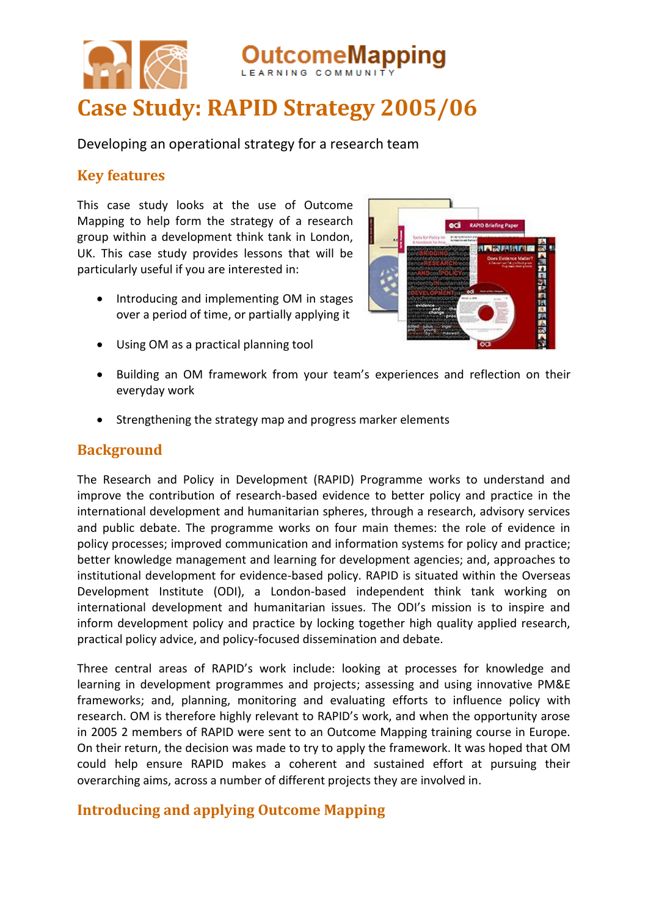# Case Study: RAPID Strategy 2005/06

Developing an operational strategy for a research team

## Key features

This case study looks at the use of Outcome Mapping to help form the strategy of a research group within a development think tank in London, UK. This case study provides lessons that will be particularly useful if you are interested in:

- Introducing and implementing OM in stages over a period of time, or partially applying it
- Using OM as a practical planning tool
- Building an OM framework from your team's experiences and reflection on their everyday work
- Strengthening the strategy map and progress marker elements

## Background

The Research and Policy in Development (RAPID) Programme works to understand and improve the contribution of research-based evidence to better policy and practice in the international development and humanitarian spheres, through a research, advisory services and public debate. The programme works on four main themes: the role of evidence in policy processes; improved communication and information systems for policy and practice; better knowledge management and learning for development agencies; and, approaches to institutional development for evidence-based policy. RAPID is situated within the Overseas Development Institute (ODI), a London-based independent think tank working on international development and humanitarian issues. The ODI's mission is to inspire and inform development policy and practice by locking together high quality applied research, practical policy advice, and policy-focused dissemination and debate.

Three central areas of RAPID's work include: looking at processes for knowledge and learning in development programmes and projects; assessing and using innovative PM&E frameworks; and, planning, monitoring and evaluating efforts to influence policy with research. OM is therefore highly relevant to RAPID's work, and when the opportunity arose in 2005 2 members of RAPID were sent to an Outcome Mapping training course in Europe. On their return, the decision was made to try to apply the framework. It was hoped that OM could help ensure RAPID makes a coherent and sustained effort at pursuing their overarching aims, across a number of different projects they are involved in.

## Introducing and applying Outcome Mapping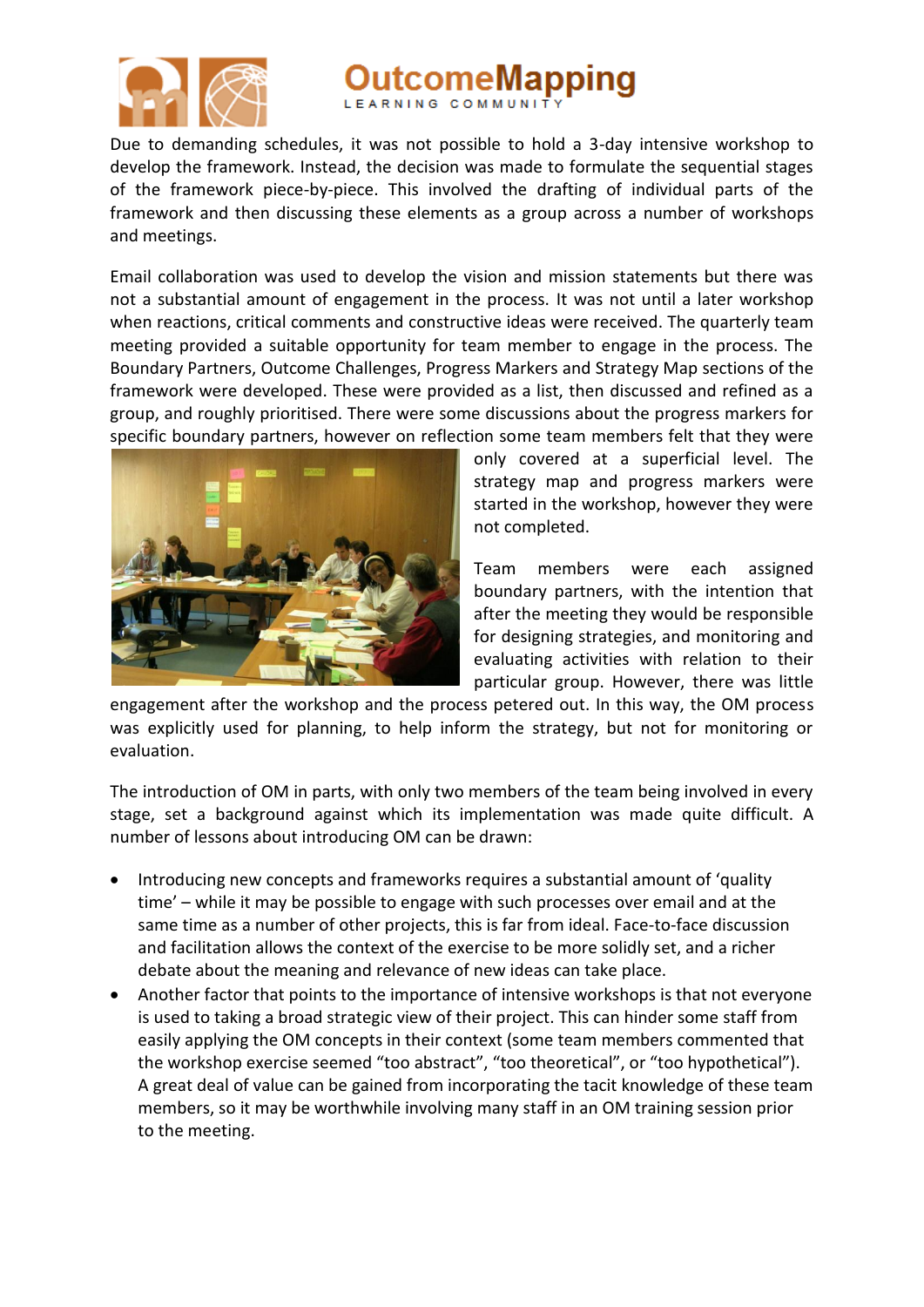Due to demanding schedules, it was not possible to hold a 3-day intensive workshop to develop the framework. Instead, the decision was made to formulate the sequential stages of the framework piece-by-piece. This involved the drafting of individual parts of the framework and then discussing these elements as a group across a number of workshops and meetings.

Email collaboration was used to develop the vision and mission statements but there was not a substantial amount of engagement in the process. It was not until a later workshop when reactions, critical comments and constructive ideas were received. The quarterly team meeting provided a suitable opportunity for team member to engage in the process. The Boundary Partners, Outcome Challenges, Progress Markers and Strategy Map sections of the framework were developed. These were provided as a list, then discussed and refined as a group, and roughly prioritised. There were some discussions about the progress markers for specific boundary partners, however on reflection some team members felt that they were only covered at a superficial level. The strategy map and progress markers were started in the workshop, however they were not completed.

Team members were each assigned boundary partners, with the intention that after the meeting they would be responsible for designing strategies, and monitoring and evaluating activities with relation to their particular group. However, there was little engagement after the workshop and the process petered out. In this way, the OM process was explicitly used for planning, to help inform the strategy, but not for monitoring or evaluation.

The introduction of OM in parts, with only two members of the team being involved in every stage, set a background against which its implementation was made quite difficult. A number of lessons about introducing OM can be drawn:

- Introducing new concepts and frameworks requires a substantial amount of 'quality time' – while it may be possible to engage with such processes over email and at the same time as a number of other projects, this is far from ideal. Face-to-face discussion and facilitation allows the context of the exercise to be more solidly set, and a richer debate about the meaning and relevance of new ideas can take place.
- Another factor that points to the importance of intensive workshops is that not everyone is used to taking a broad strategic view of their project. This can hinder some staff from easily applying the OM concepts in their context (some team members commented that the workshop exercise seemed "too abstract", "too theoretical", or "too hypothetical"). A great deal of value can be gained from incorporating the tacit knowledge of these team members, so it may be worthwhile involving many staff in an OM training session prior to the meeting.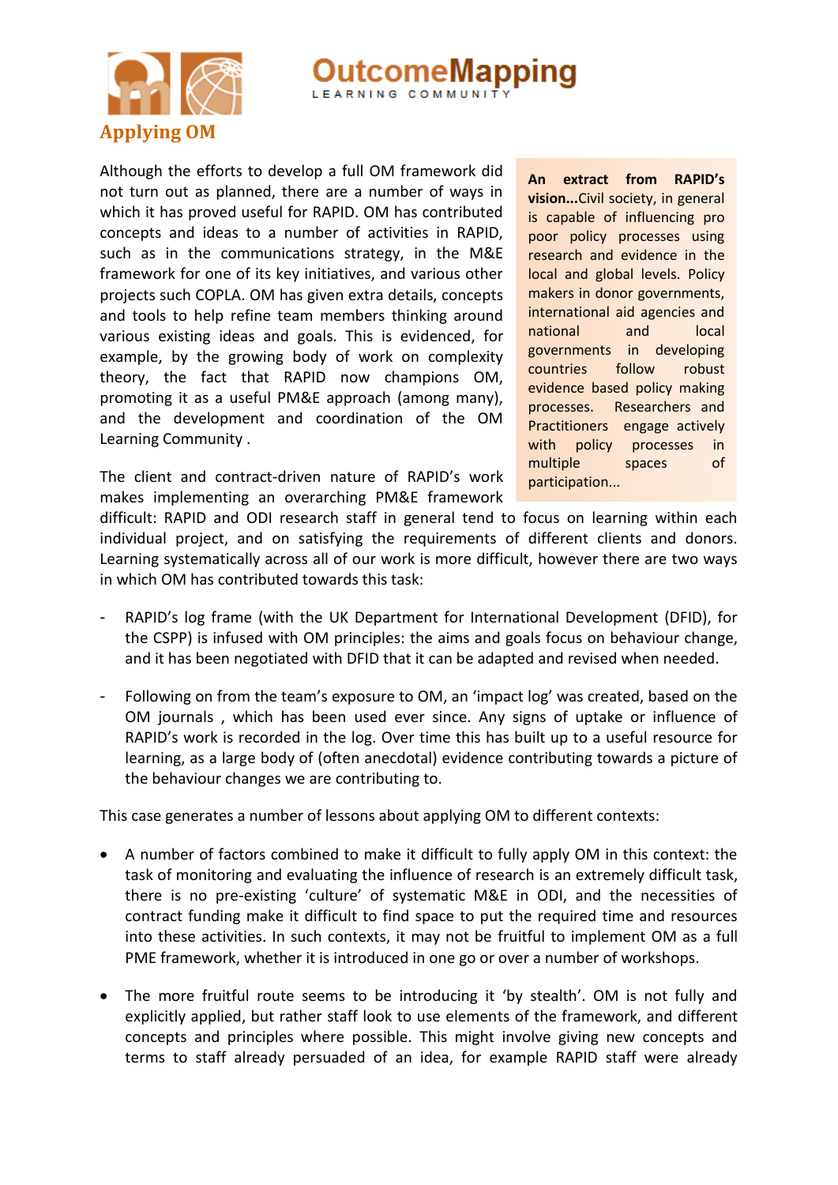## Applying OM

Although the efforts to develop a full OM framework did not turn out as planned, there are a number of ways in which it has proved useful for RAPID. OM has contributed concepts and ideas to a number of activities in RAPID, such as in the communications strategy, in the M&E framework for one of its key initiatives, and various other projects such COPLA. OM has given extra details, concepts and tools to help refine team members thinking around various existing ideas and goals. This is evidenced, for example, by the growing body of work on complexity theory, the fact that RAPID now champions OM, promoting it as a useful PM&E approach (among many), and the development and coordination of the OM Learning Community .

> **An extract from RAPID's vision...**Civil society, in general is capable of influencing pro poor policy processes using research and evidence in the local and global levels. Policy makers in donor governments, international aid agencies and national and local governments in developing countries follow robust evidence based policy making processes. Researchers and Practitioners engage actively with policy processes in multiple spaces of participation...

The client and contract-driven nature of RAPID's work makes implementing an overarching PM&E framework difficult: RAPID and ODI research staff in general tend to focus on learning within each individual project, and on satisfying the requirements of different clients and donors. Learning systematically across all of our work is more difficult, however there are two ways in which OM has contributed towards this task:

- RAPID's log frame (with the UK Department for International Development (DFID), for the CSPP) is infused with OM principles: the aims and goals focus on behaviour change, and it has been negotiated with DFID that it can be adapted and revised when needed.
- Following on from the team's exposure to OM, an 'impact log' was created, based on the OM journals , which has been used ever since. Any signs of uptake or influence of RAPID's work is recorded in the log. Over time this has built up to a useful resource for learning, as a large body of (often anecdotal) evidence contributing towards a picture of the behaviour changes we are contributing to.

This case generates a number of lessons about applying OM to different contexts:

- A number of factors combined to make it difficult to fully apply OM in this context: the task of monitoring and evaluating the influence of research is an extremely difficult task, there is no pre-existing 'culture' of systematic M&E in ODI, and the necessities of contract funding make it difficult to find space to put the required time and resources into these activities. In such contexts, it may not be fruitful to implement OM as a full PME framework, whether it is introduced in one go or over a number of workshops.
- The more fruitful route seems to be introducing it 'by stealth'. OM is not fully and explicitly applied, but rather staff look to use elements of the framework, and different concepts and principles where possible. This might involve giving new concepts and terms to staff already persuaded of an idea, for example RAPID staff were already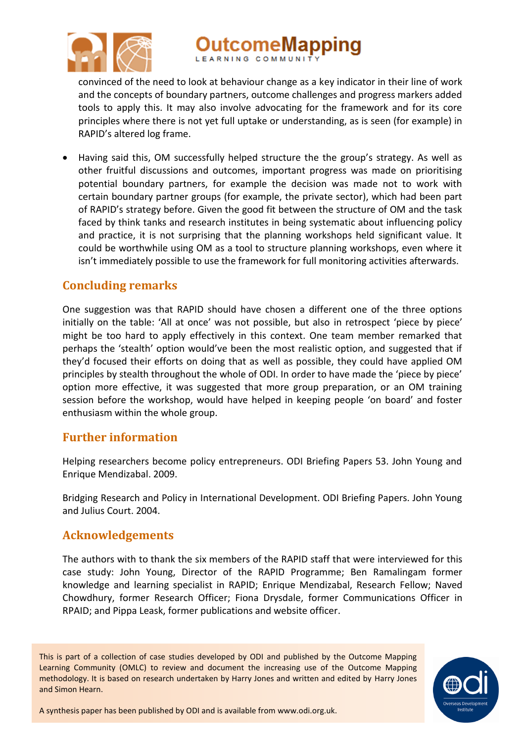convinced of the need to look at behaviour change as a key indicator in their line of work and the concepts of boundary partners, outcome challenges and progress markers added tools to apply this. It may also involve advocating for the framework and for its core principles where there is not yet full uptake or understanding, as is seen (for example) in RAPID's altered log frame.

- Having said this, OM successfully helped structure the the group's strategy. As well as other fruitful discussions and outcomes, important progress was made on prioritising potential boundary partners, for example the decision was made not to work with certain boundary partner groups (for example, the private sector), which had been part of RAPID's strategy before. Given the good fit between the structure of OM and the task faced by think tanks and research institutes in being systematic about influencing policy and practice, it is not surprising that the planning workshops held significant value. It could be worthwhile using OM as a tool to structure planning workshops, even where it isn't immediately possible to use the framework for full monitoring activities afterwards.

## Concluding remarks

One suggestion was that RAPID should have chosen a different one of the three options initially on the table: 'All at once' was not possible, but also in retrospect 'piece by piece' might be too hard to apply effectively in this context. One team member remarked that perhaps the 'stealth' option would've been the most realistic option, and suggested that if they'd focused their efforts on doing that as well as possible, they could have applied OM principles by stealth throughout the whole of ODI. In order to have made the 'piece by piece' option more effective, it was suggested that more group preparation, or an OM training session before the workshop, would have helped in keeping people 'on board' and foster enthusiasm within the whole group.

## Further information

Helping researchers become policy entrepreneurs. ODI Briefing Papers 53. John Young and Enrique Mendizabal. 2009.

Bridging Research and Policy in International Development. ODI Briefing Papers. John Young and Julius Court. 2004.

## Acknowledgements

The authors with to thank the six members of the RAPID staff that were interviewed for this case study: John Young, Director of the RAPID Programme; Ben Ramalingam former knowledge and learning specialist in RAPID; Enrique Mendizabal, Research Fellow; Naved Chowdhury, former Research Officer; Fiona Drysdale, former Communications Officer in RPAID; and Pippa Leask, former publications and website officer.

This is part of a collection of case studies developed by ODI and published by the Outcome Mapping Learning Community (OMLC) to review and document the increasing use of the Outcome Mapping methodology. It is based on research undertaken by Harry Jones and written and edited by Harry Jones and Simon Hearn.

A synthesis paper has been published by ODI and is available from www.odi.org.uk.